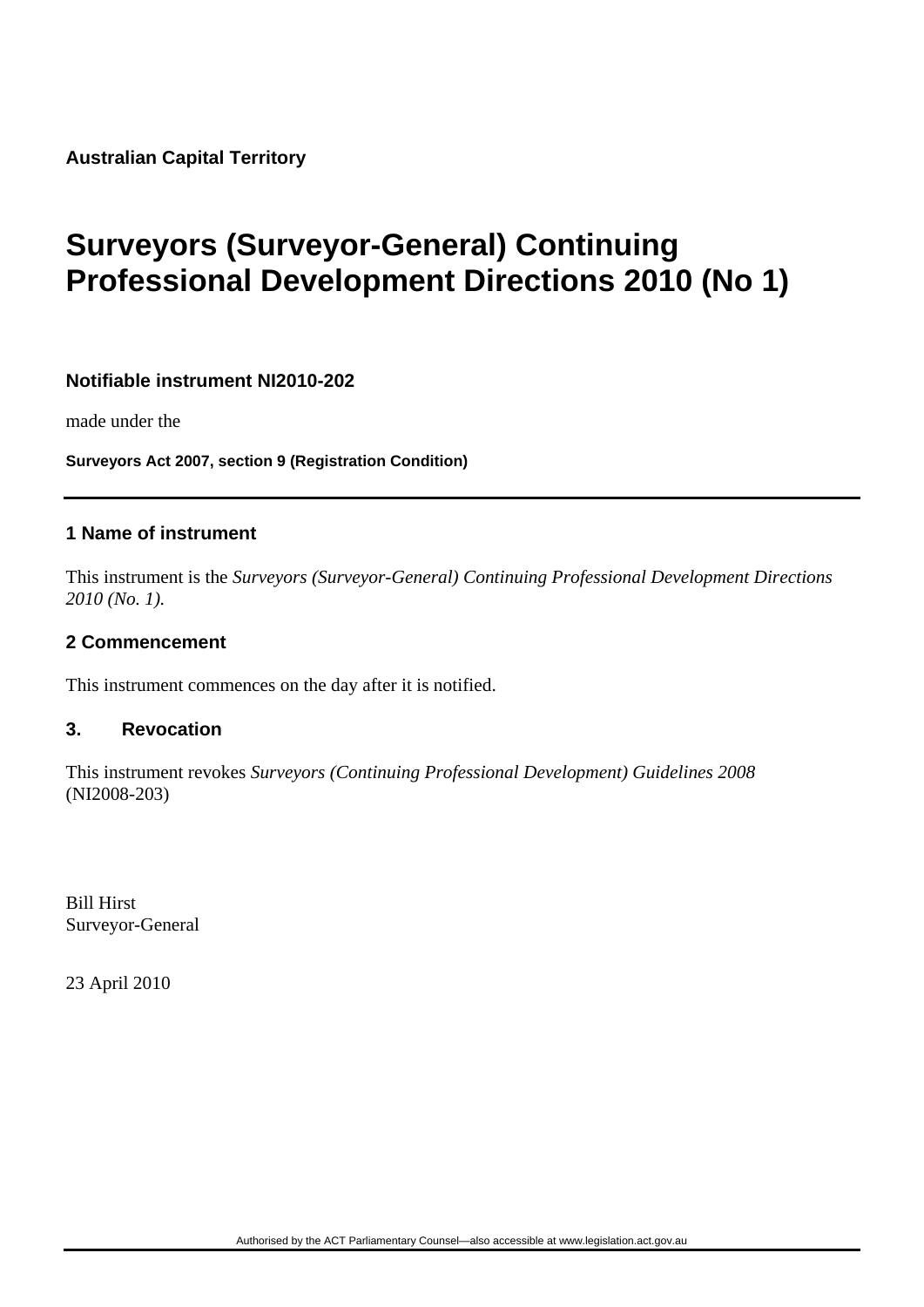**Australian Capital Territory**

# Surveyors (Surveyor-General) Continuing Professional Development Directions 2010 (No 1)

**Notifiable instrument NI2010-202**

made under the

**Surveyors Act 2007, section 9 (Registration Condition)**

---

## 1 Name of instrument

This instrument is the *Surveyors (Surveyor-General) Continuing Professional Development Directions 2010 (No. 1).*

## 2 Commencement

This instrument commences on the day after it is notified.

## 3. Revocation

This instrument revokes *Surveyors (Continuing Professional Development) Guidelines 2008* (NI2008-203)

Bill Hirst
Surveyor-General

23 April 2010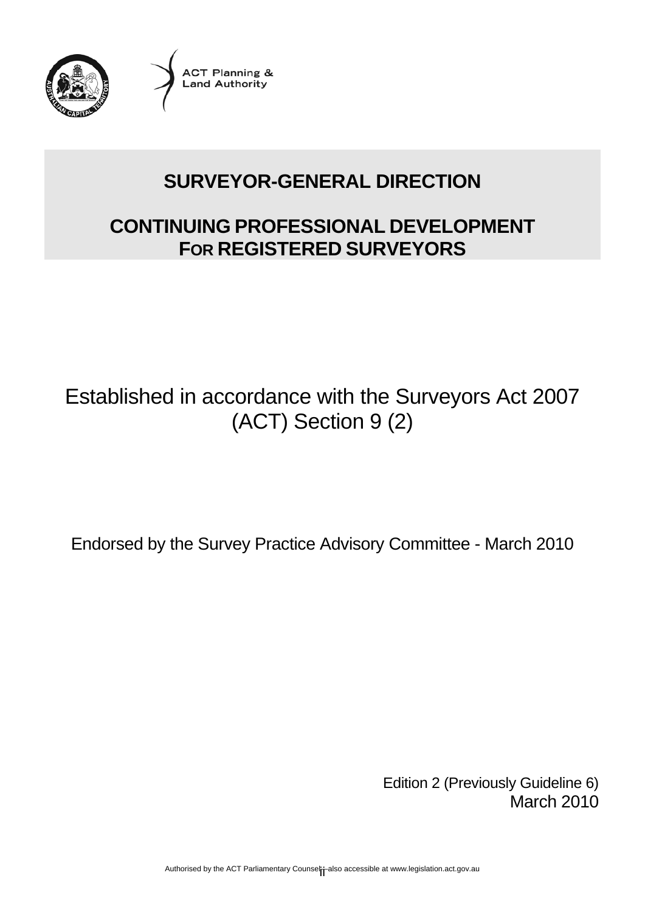ACT Planning & Land Authority

# SURVEYOR-GENERAL DIRECTION

## CONTINUING PROFESSIONAL DEVELOPMENT FOR REGISTERED SURVEYORS

Established in accordance with the Surveyors Act 2007 (ACT) Section 9 (2)

Endorsed by the Survey Practice Advisory Committee - March 2010

Edition 2 (Previously Guideline 6)
March 2010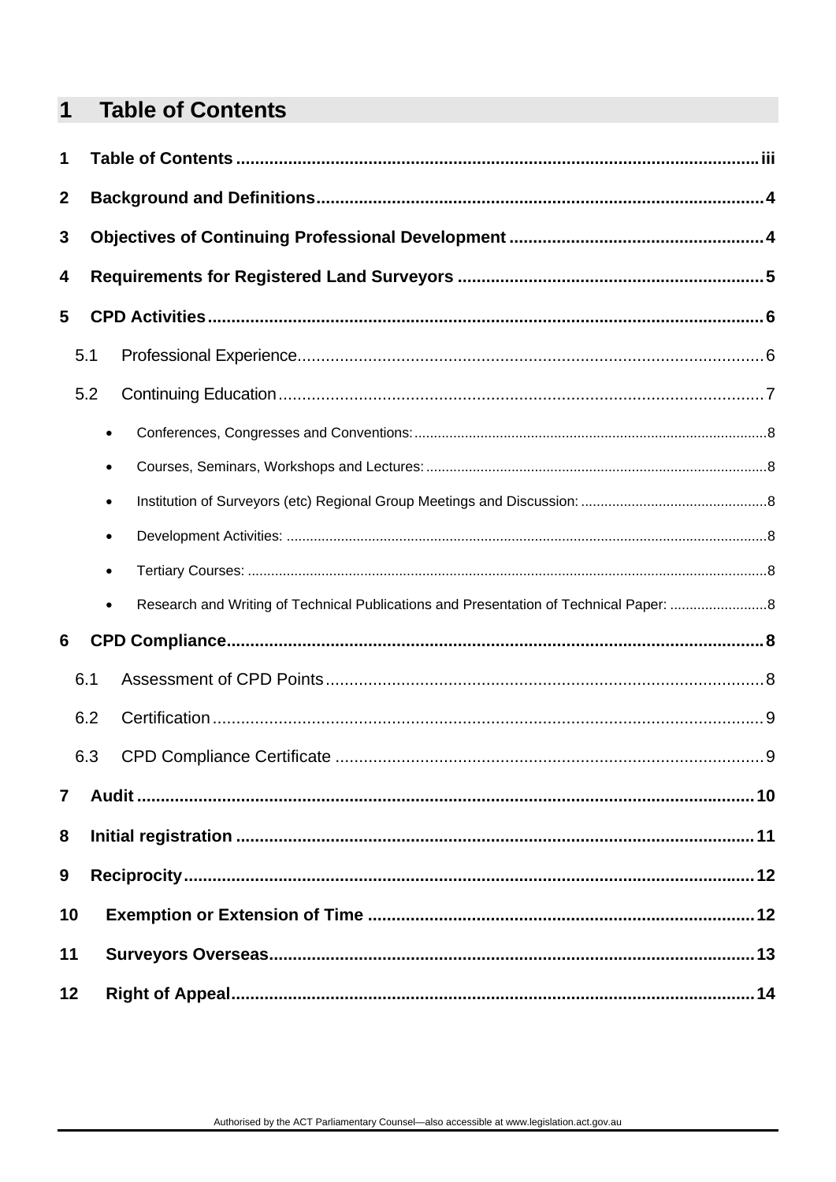# 1 Table of Contents

1 Table of Contents ..... iii

2 Background and Definitions ..... 4

3 Objectives of Continuing Professional Development ..... 4

4 Requirements for Registered Land Surveyors ..... 5

5 CPD Activities ..... 6

- 5.1 Professional Experience ..... 6
- 5.2 Continuing Education ..... 7
  - Conferences, Congresses and Conventions: ..... 8
  - Courses, Seminars, Workshops and Lectures: ..... 8
  - Institution of Surveyors (etc) Regional Group Meetings and Discussion: ..... 8
  - Development Activities: ..... 8
  - Tertiary Courses: ..... 8
  - Research and Writing of Technical Publications and Presentation of Technical Paper: ..... 8

6 CPD Compliance ..... 8

- 6.1 Assessment of CPD Points ..... 8
- 6.2 Certification ..... 9
- 6.3 CPD Compliance Certificate ..... 9

7 Audit ..... 10

8 Initial registration ..... 11

9 Reciprocity ..... 12

10 Exemption or Extension of Time ..... 12

11 Surveyors Overseas ..... 13

12 Right of Appeal ..... 14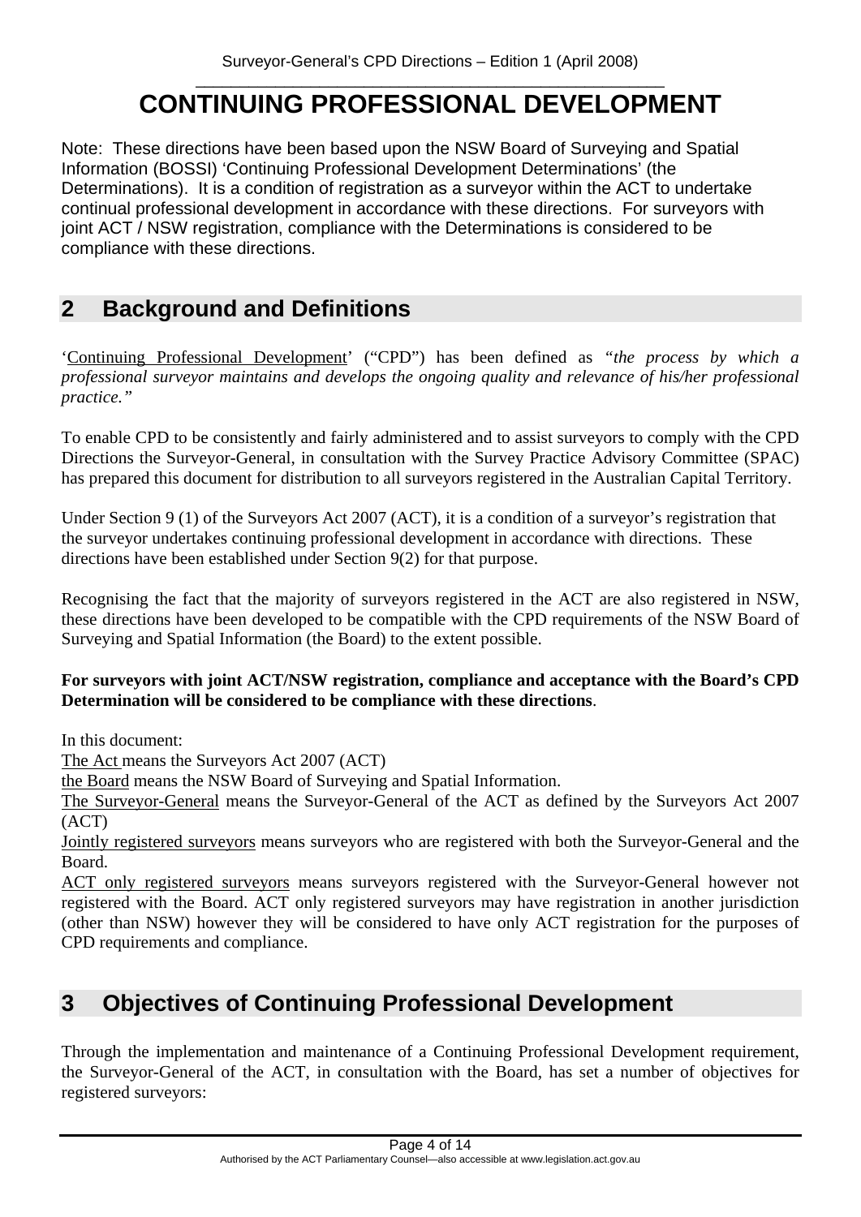# CONTINUING PROFESSIONAL DEVELOPMENT

Note: These directions have been based upon the NSW Board of Surveying and Spatial Information (BOSSI) 'Continuing Professional Development Determinations' (the Determinations). It is a condition of registration as a surveyor within the ACT to undertake continual professional development in accordance with these directions. For surveyors with joint ACT / NSW registration, compliance with the Determinations is considered to be compliance with these directions.

## 2 Background and Definitions

'Continuing Professional Development' ("CPD") has been defined as *"the process by which a professional surveyor maintains and develops the ongoing quality and relevance of his/her professional practice."*

To enable CPD to be consistently and fairly administered and to assist surveyors to comply with the CPD Directions the Surveyor-General, in consultation with the Survey Practice Advisory Committee (SPAC) has prepared this document for distribution to all surveyors registered in the Australian Capital Territory.

Under Section 9 (1) of the Surveyors Act 2007 (ACT), it is a condition of a surveyor's registration that the surveyor undertakes continuing professional development in accordance with directions. These directions have been established under Section 9(2) for that purpose.

Recognising the fact that the majority of surveyors registered in the ACT are also registered in NSW, these directions have been developed to be compatible with the CPD requirements of the NSW Board of Surveying and Spatial Information (the Board) to the extent possible.

**For surveyors with joint ACT/NSW registration, compliance and acceptance with the Board's CPD Determination will be considered to be compliance with these directions**.

In this document:

The Act means the Surveyors Act 2007 (ACT)

the Board means the NSW Board of Surveying and Spatial Information.

The Surveyor-General means the Surveyor-General of the ACT as defined by the Surveyors Act 2007 (ACT)

Jointly registered surveyors means surveyors who are registered with both the Surveyor-General and the Board.

ACT only registered surveyors means surveyors registered with the Surveyor-General however not registered with the Board. ACT only registered surveyors may have registration in another jurisdiction (other than NSW) however they will be considered to have only ACT registration for the purposes of CPD requirements and compliance.

## 3 Objectives of Continuing Professional Development

Through the implementation and maintenance of a Continuing Professional Development requirement, the Surveyor-General of the ACT, in consultation with the Board, has set a number of objectives for registered surveyors: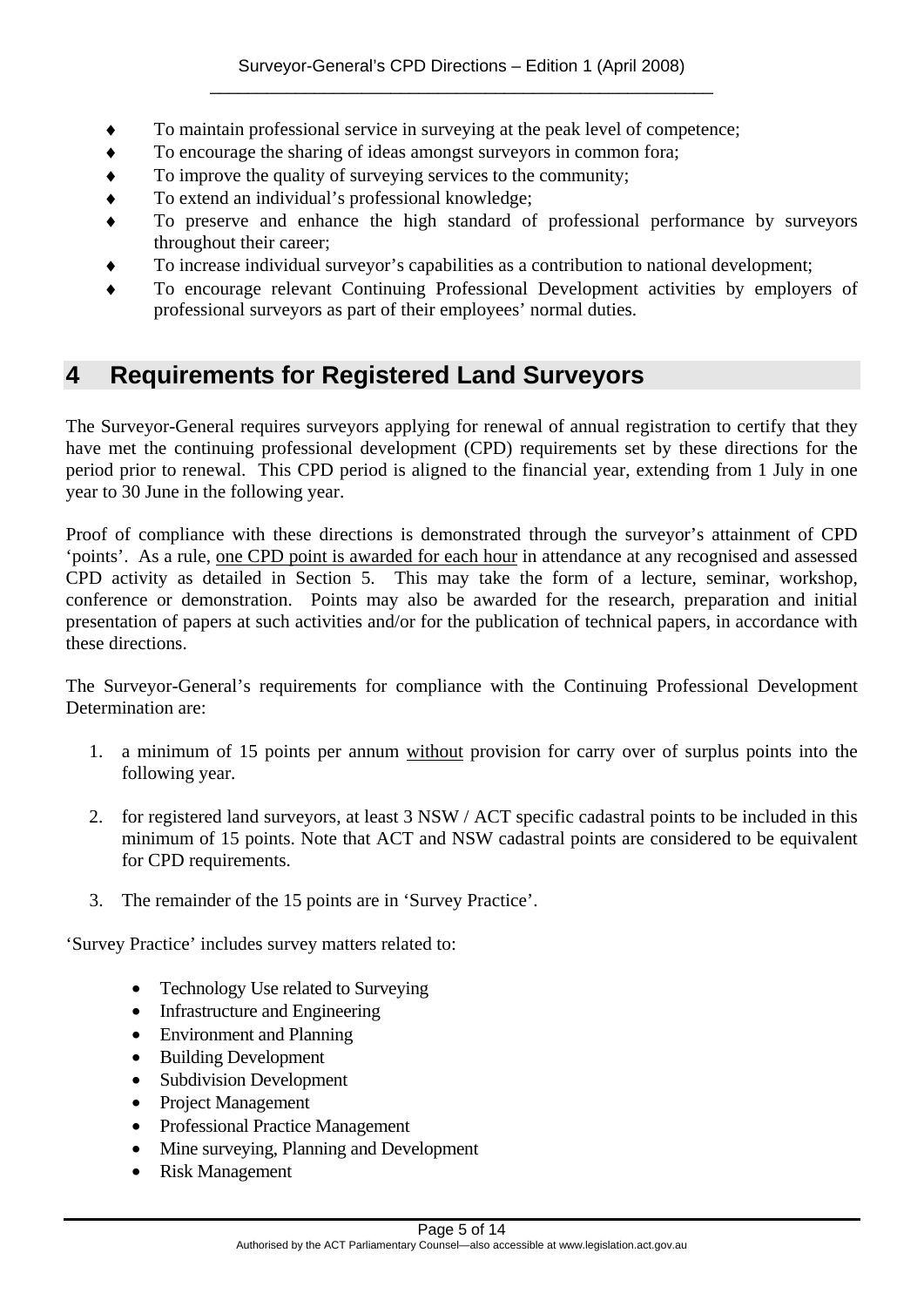- To maintain professional service in surveying at the peak level of competence;
- To encourage the sharing of ideas amongst surveyors in common fora;
- To improve the quality of surveying services to the community;
- To extend an individual's professional knowledge;
- To preserve and enhance the high standard of professional performance by surveyors throughout their career;
- To increase individual surveyor's capabilities as a contribution to national development;
- To encourage relevant Continuing Professional Development activities by employers of professional surveyors as part of their employees' normal duties.

## 4 Requirements for Registered Land Surveyors

The Surveyor-General requires surveyors applying for renewal of annual registration to certify that they have met the continuing professional development (CPD) requirements set by these directions for the period prior to renewal. This CPD period is aligned to the financial year, extending from 1 July in one year to 30 June in the following year.

Proof of compliance with these directions is demonstrated through the surveyor's attainment of CPD 'points'. As a rule, <u>one CPD point is awarded for each hour</u> in attendance at any recognised and assessed CPD activity as detailed in Section 5. This may take the form of a lecture, seminar, workshop, conference or demonstration. Points may also be awarded for the research, preparation and initial presentation of papers at such activities and/or for the publication of technical papers, in accordance with these directions.

The Surveyor-General's requirements for compliance with the Continuing Professional Development Determination are:

1. a minimum of 15 points per annum <u>without</u> provision for carry over of surplus points into the following year.

2. for registered land surveyors, at least 3 NSW / ACT specific cadastral points to be included in this minimum of 15 points. Note that ACT and NSW cadastral points are considered to be equivalent for CPD requirements.

3. The remainder of the 15 points are in 'Survey Practice'.

'Survey Practice' includes survey matters related to:

- Technology Use related to Surveying
- Infrastructure and Engineering
- Environment and Planning
- Building Development
- Subdivision Development
- Project Management
- Professional Practice Management
- Mine surveying, Planning and Development
- Risk Management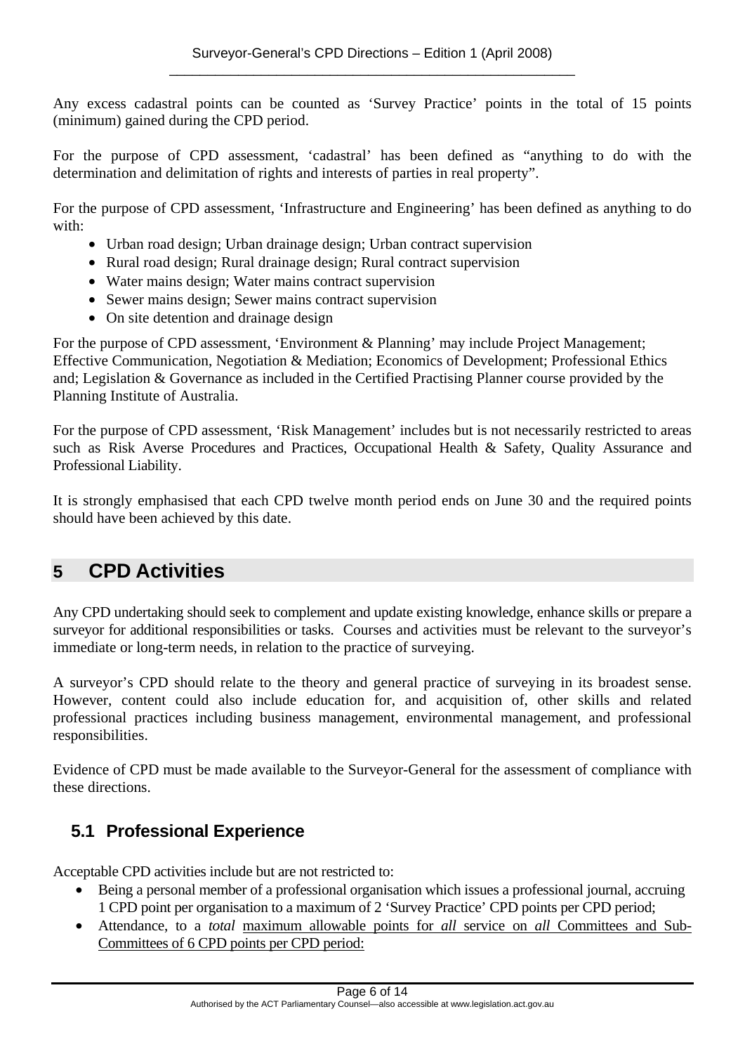Any excess cadastral points can be counted as 'Survey Practice' points in the total of 15 points (minimum) gained during the CPD period.

For the purpose of CPD assessment, 'cadastral' has been defined as "anything to do with the determination and delimitation of rights and interests of parties in real property".

For the purpose of CPD assessment, 'Infrastructure and Engineering' has been defined as anything to do with:

- Urban road design; Urban drainage design; Urban contract supervision
- Rural road design; Rural drainage design; Rural contract supervision
- Water mains design; Water mains contract supervision
- Sewer mains design; Sewer mains contract supervision
- On site detention and drainage design

For the purpose of CPD assessment, 'Environment & Planning' may include Project Management; Effective Communication, Negotiation & Mediation; Economics of Development; Professional Ethics and; Legislation & Governance as included in the Certified Practising Planner course provided by the Planning Institute of Australia.

For the purpose of CPD assessment, 'Risk Management' includes but is not necessarily restricted to areas such as Risk Averse Procedures and Practices, Occupational Health & Safety, Quality Assurance and Professional Liability.

It is strongly emphasised that each CPD twelve month period ends on June 30 and the required points should have been achieved by this date.

# 5 CPD Activities

Any CPD undertaking should seek to complement and update existing knowledge, enhance skills or prepare a surveyor for additional responsibilities or tasks. Courses and activities must be relevant to the surveyor's immediate or long-term needs, in relation to the practice of surveying.

A surveyor's CPD should relate to the theory and general practice of surveying in its broadest sense. However, content could also include education for, and acquisition of, other skills and related professional practices including business management, environmental management, and professional responsibilities.

Evidence of CPD must be made available to the Surveyor-General for the assessment of compliance with these directions.

## 5.1 Professional Experience

Acceptable CPD activities include but are not restricted to:

- Being a personal member of a professional organisation which issues a professional journal, accruing 1 CPD point per organisation to a maximum of 2 'Survey Practice' CPD points per CPD period;
- Attendance, to a *total* maximum allowable points for *all* service on *all* Committees and Sub-Committees of 6 CPD points per CPD period: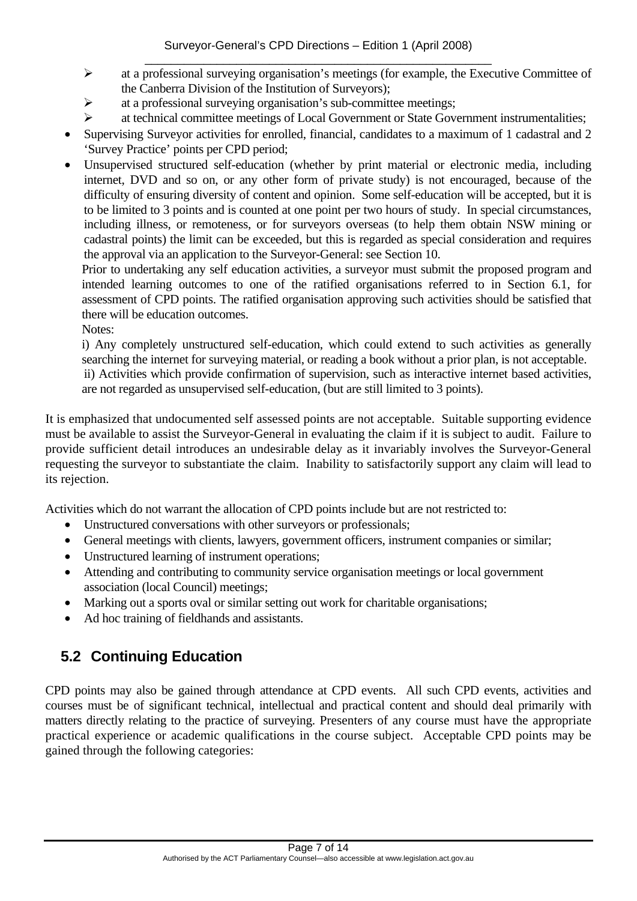- at a professional surveying organisation's meetings (for example, the Executive Committee of the Canberra Division of the Institution of Surveyors);
  - at a professional surveying organisation's sub-committee meetings;
  - at technical committee meetings of Local Government or State Government instrumentalities;
- Supervising Surveyor activities for enrolled, financial, candidates to a maximum of 1 cadastral and 2 'Survey Practice' points per CPD period;
- Unsupervised structured self-education (whether by print material or electronic media, including internet, DVD and so on, or any other form of private study) is not encouraged, because of the difficulty of ensuring diversity of content and opinion. Some self-education will be accepted, but it is to be limited to 3 points and is counted at one point per two hours of study. In special circumstances, including illness, or remoteness, or for surveyors overseas (to help them obtain NSW mining or cadastral points) the limit can be exceeded, but this is regarded as special consideration and requires the approval via an application to the Surveyor-General: see Section 10.

  Prior to undertaking any self education activities, a surveyor must submit the proposed program and intended learning outcomes to one of the ratified organisations referred to in Section 6.1, for assessment of CPD points. The ratified organisation approving such activities should be satisfied that there will be education outcomes.

  Notes:

  i) Any completely unstructured self-education, which could extend to such activities as generally searching the internet for surveying material, or reading a book without a prior plan, is not acceptable.

  ii) Activities which provide confirmation of supervision, such as interactive internet based activities, are not regarded as unsupervised self-education, (but are still limited to 3 points).

It is emphasized that undocumented self assessed points are not acceptable. Suitable supporting evidence must be available to assist the Surveyor-General in evaluating the claim if it is subject to audit. Failure to provide sufficient detail introduces an undesirable delay as it invariably involves the Surveyor-General requesting the surveyor to substantiate the claim. Inability to satisfactorily support any claim will lead to its rejection.

Activities which do not warrant the allocation of CPD points include but are not restricted to:

- Unstructured conversations with other surveyors or professionals;
- General meetings with clients, lawyers, government officers, instrument companies or similar;
- Unstructured learning of instrument operations;
- Attending and contributing to community service organisation meetings or local government association (local Council) meetings;
- Marking out a sports oval or similar setting out work for charitable organisations;
- Ad hoc training of fieldhands and assistants.

## 5.2 Continuing Education

CPD points may also be gained through attendance at CPD events. All such CPD events, activities and courses must be of significant technical, intellectual and practical content and should deal primarily with matters directly relating to the practice of surveying. Presenters of any course must have the appropriate practical experience or academic qualifications in the course subject. Acceptable CPD points may be gained through the following categories: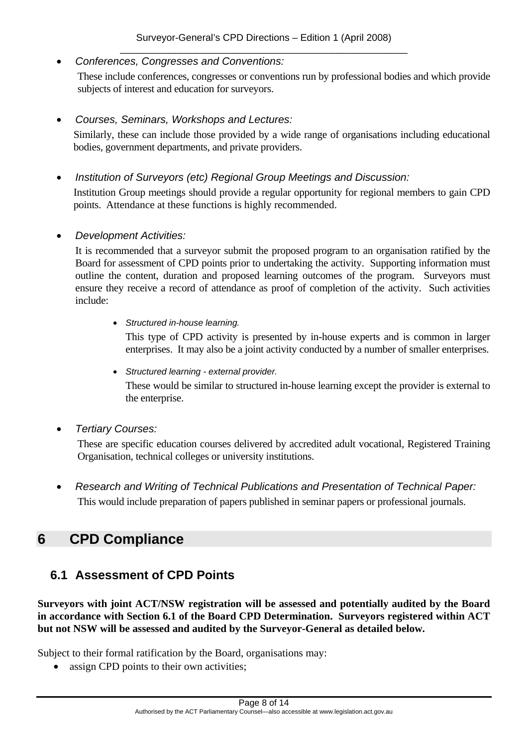- *Conferences, Congresses and Conventions:*

  These include conferences, congresses or conventions run by professional bodies and which provide subjects of interest and education for surveyors.

- *Courses, Seminars, Workshops and Lectures:*

  Similarly, these can include those provided by a wide range of organisations including educational bodies, government departments, and private providers.

- *Institution of Surveyors (etc) Regional Group Meetings and Discussion:*

  Institution Group meetings should provide a regular opportunity for regional members to gain CPD points. Attendance at these functions is highly recommended.

- *Development Activities:*

  It is recommended that a surveyor submit the proposed program to an organisation ratified by the Board for assessment of CPD points prior to undertaking the activity. Supporting information must outline the content, duration and proposed learning outcomes of the program. Surveyors must ensure they receive a record of attendance as proof of completion of the activity. Such activities include:

  - *Structured in-house learning.*

    This type of CPD activity is presented by in-house experts and is common in larger enterprises. It may also be a joint activity conducted by a number of smaller enterprises.

  - *Structured learning - external provider.*

    These would be similar to structured in-house learning except the provider is external to the enterprise.

- *Tertiary Courses:*

  These are specific education courses delivered by accredited adult vocational, Registered Training Organisation, technical colleges or university institutions.

- *Research and Writing of Technical Publications and Presentation of Technical Paper:*

  This would include preparation of papers published in seminar papers or professional journals.

# 6 CPD Compliance

## 6.1 Assessment of CPD Points

**Surveyors with joint ACT/NSW registration will be assessed and potentially audited by the Board in accordance with Section 6.1 of the Board CPD Determination. Surveyors registered within ACT but not NSW will be assessed and audited by the Surveyor-General as detailed below.**

Subject to their formal ratification by the Board, organisations may:

- assign CPD points to their own activities;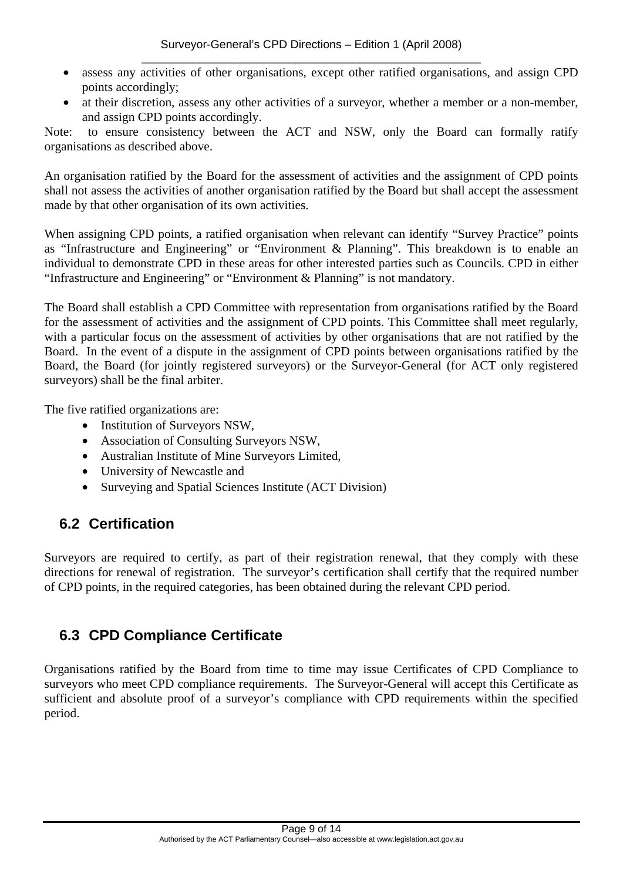- assess any activities of other organisations, except other ratified organisations, and assign CPD points accordingly;
- at their discretion, assess any other activities of a surveyor, whether a member or a non-member, and assign CPD points accordingly.

Note: to ensure consistency between the ACT and NSW, only the Board can formally ratify organisations as described above.

An organisation ratified by the Board for the assessment of activities and the assignment of CPD points shall not assess the activities of another organisation ratified by the Board but shall accept the assessment made by that other organisation of its own activities.

When assigning CPD points, a ratified organisation when relevant can identify "Survey Practice" points as "Infrastructure and Engineering" or "Environment & Planning". This breakdown is to enable an individual to demonstrate CPD in these areas for other interested parties such as Councils. CPD in either "Infrastructure and Engineering" or "Environment & Planning" is not mandatory.

The Board shall establish a CPD Committee with representation from organisations ratified by the Board for the assessment of activities and the assignment of CPD points. This Committee shall meet regularly, with a particular focus on the assessment of activities by other organisations that are not ratified by the Board. In the event of a dispute in the assignment of CPD points between organisations ratified by the Board, the Board (for jointly registered surveyors) or the Surveyor-General (for ACT only registered surveyors) shall be the final arbiter.

The five ratified organizations are:

- Institution of Surveyors NSW,
- Association of Consulting Surveyors NSW,
- Australian Institute of Mine Surveyors Limited,
- University of Newcastle and
- Surveying and Spatial Sciences Institute (ACT Division)

## 6.2 Certification

Surveyors are required to certify, as part of their registration renewal, that they comply with these directions for renewal of registration. The surveyor's certification shall certify that the required number of CPD points, in the required categories, has been obtained during the relevant CPD period.

## 6.3 CPD Compliance Certificate

Organisations ratified by the Board from time to time may issue Certificates of CPD Compliance to surveyors who meet CPD compliance requirements. The Surveyor-General will accept this Certificate as sufficient and absolute proof of a surveyor's compliance with CPD requirements within the specified period.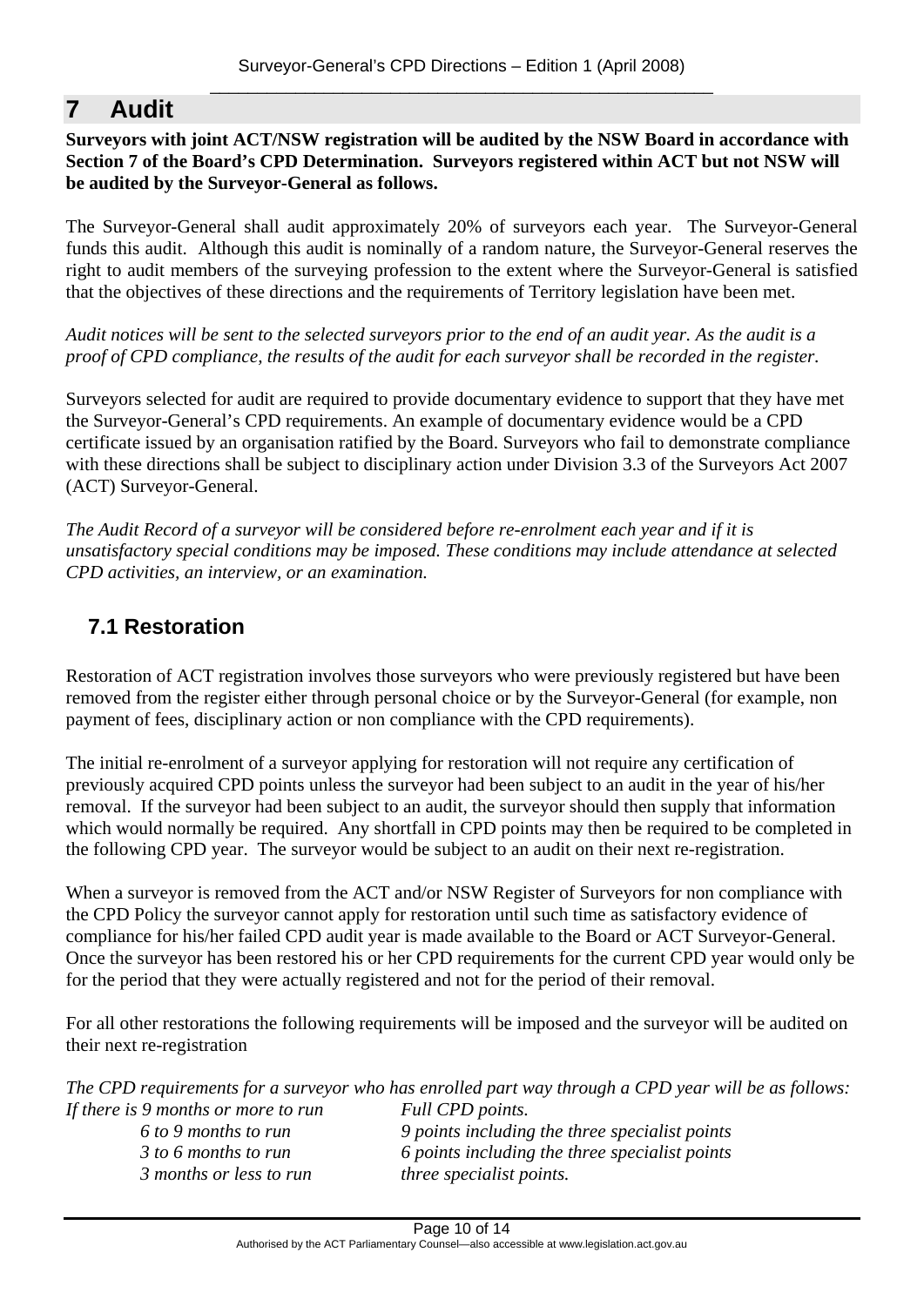# 7 Audit

**Surveyors with joint ACT/NSW registration will be audited by the NSW Board in accordance with Section 7 of the Board's CPD Determination. Surveyors registered within ACT but not NSW will be audited by the Surveyor-General as follows.**

The Surveyor-General shall audit approximately 20% of surveyors each year. The Surveyor-General funds this audit. Although this audit is nominally of a random nature, the Surveyor-General reserves the right to audit members of the surveying profession to the extent where the Surveyor-General is satisfied that the objectives of these directions and the requirements of Territory legislation have been met.

*Audit notices will be sent to the selected surveyors prior to the end of an audit year. As the audit is a proof of CPD compliance, the results of the audit for each surveyor shall be recorded in the register.*

Surveyors selected for audit are required to provide documentary evidence to support that they have met the Surveyor-General's CPD requirements. An example of documentary evidence would be a CPD certificate issued by an organisation ratified by the Board. Surveyors who fail to demonstrate compliance with these directions shall be subject to disciplinary action under Division 3.3 of the Surveyors Act 2007 (ACT) Surveyor-General.

*The Audit Record of a surveyor will be considered before re-enrolment each year and if it is unsatisfactory special conditions may be imposed. These conditions may include attendance at selected CPD activities, an interview, or an examination.*

## 7.1 Restoration

Restoration of ACT registration involves those surveyors who were previously registered but have been removed from the register either through personal choice or by the Surveyor-General (for example, non payment of fees, disciplinary action or non compliance with the CPD requirements).

The initial re-enrolment of a surveyor applying for restoration will not require any certification of previously acquired CPD points unless the surveyor had been subject to an audit in the year of his/her removal. If the surveyor had been subject to an audit, the surveyor should then supply that information which would normally be required. Any shortfall in CPD points may then be required to be completed in the following CPD year. The surveyor would be subject to an audit on their next re-registration.

When a surveyor is removed from the ACT and/or NSW Register of Surveyors for non compliance with the CPD Policy the surveyor cannot apply for restoration until such time as satisfactory evidence of compliance for his/her failed CPD audit year is made available to the Board or ACT Surveyor-General. Once the surveyor has been restored his or her CPD requirements for the current CPD year would only be for the period that they were actually registered and not for the period of their removal.

For all other restorations the following requirements will be imposed and the surveyor will be audited on their next re-registration

*The CPD requirements for a surveyor who has enrolled part way through a CPD year will be as follows:*

| | |
|---|---|
| *If there is 9 months or more to run* | *Full CPD points.* |
| *6 to 9 months to run* | *9 points including the three specialist points* |
| *3 to 6 months to run* | *6 points including the three specialist points* |
| *3 months or less to run* | *three specialist points.* |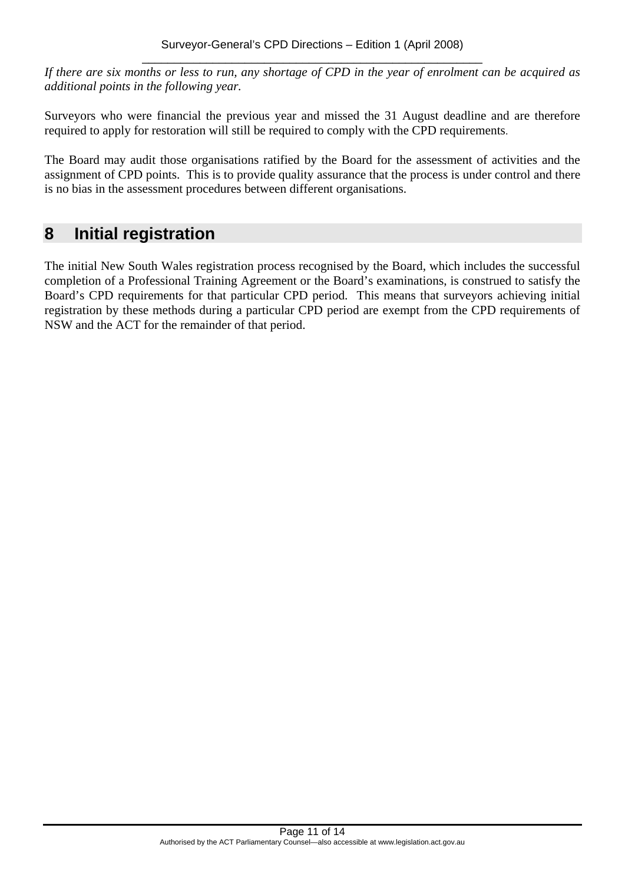*If there are six months or less to run, any shortage of CPD in the year of enrolment can be acquired as additional points in the following year.*

Surveyors who were financial the previous year and missed the 31 August deadline and are therefore required to apply for restoration will still be required to comply with the CPD requirements.

The Board may audit those organisations ratified by the Board for the assessment of activities and the assignment of CPD points. This is to provide quality assurance that the process is under control and there is no bias in the assessment procedures between different organisations.

## 8 Initial registration

The initial New South Wales registration process recognised by the Board, which includes the successful completion of a Professional Training Agreement or the Board's examinations, is construed to satisfy the Board's CPD requirements for that particular CPD period. This means that surveyors achieving initial registration by these methods during a particular CPD period are exempt from the CPD requirements of NSW and the ACT for the remainder of that period.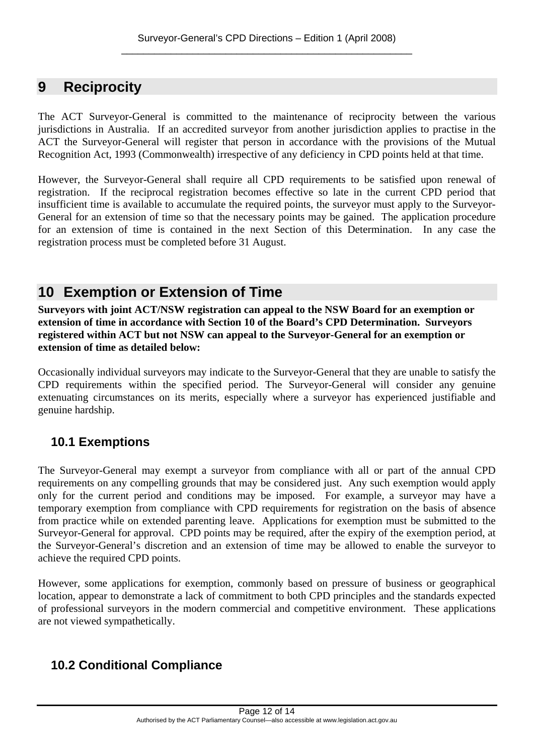## 9 Reciprocity

The ACT Surveyor-General is committed to the maintenance of reciprocity between the various jurisdictions in Australia. If an accredited surveyor from another jurisdiction applies to practise in the ACT the Surveyor-General will register that person in accordance with the provisions of the Mutual Recognition Act, 1993 (Commonwealth) irrespective of any deficiency in CPD points held at that time.

However, the Surveyor-General shall require all CPD requirements to be satisfied upon renewal of registration. If the reciprocal registration becomes effective so late in the current CPD period that insufficient time is available to accumulate the required points, the surveyor must apply to the Surveyor-General for an extension of time so that the necessary points may be gained. The application procedure for an extension of time is contained in the next Section of this Determination. In any case the registration process must be completed before 31 August.

## 10 Exemption or Extension of Time

**Surveyors with joint ACT/NSW registration can appeal to the NSW Board for an exemption or extension of time in accordance with Section 10 of the Board's CPD Determination. Surveyors registered within ACT but not NSW can appeal to the Surveyor-General for an exemption or extension of time as detailed below:**

Occasionally individual surveyors may indicate to the Surveyor-General that they are unable to satisfy the CPD requirements within the specified period. The Surveyor-General will consider any genuine extenuating circumstances on its merits, especially where a surveyor has experienced justifiable and genuine hardship.

### 10.1 Exemptions

The Surveyor-General may exempt a surveyor from compliance with all or part of the annual CPD requirements on any compelling grounds that may be considered just. Any such exemption would apply only for the current period and conditions may be imposed. For example, a surveyor may have a temporary exemption from compliance with CPD requirements for registration on the basis of absence from practice while on extended parenting leave. Applications for exemption must be submitted to the Surveyor-General for approval. CPD points may be required, after the expiry of the exemption period, at the Surveyor-General's discretion and an extension of time may be allowed to enable the surveyor to achieve the required CPD points.

However, some applications for exemption, commonly based on pressure of business or geographical location, appear to demonstrate a lack of commitment to both CPD principles and the standards expected of professional surveyors in the modern commercial and competitive environment. These applications are not viewed sympathetically.

### 10.2 Conditional Compliance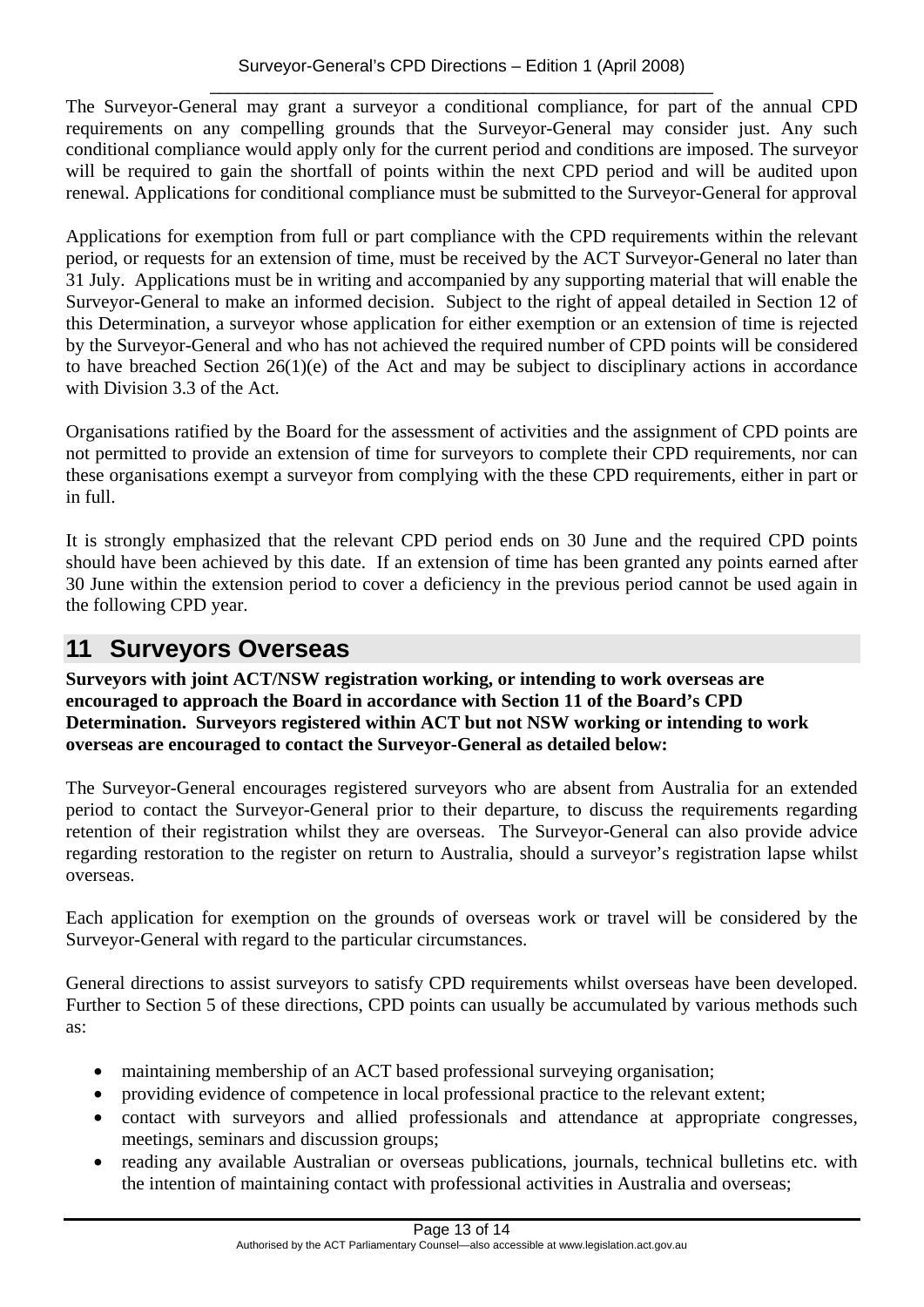The Surveyor-General may grant a surveyor a conditional compliance, for part of the annual CPD requirements on any compelling grounds that the Surveyor-General may consider just. Any such conditional compliance would apply only for the current period and conditions are imposed. The surveyor will be required to gain the shortfall of points within the next CPD period and will be audited upon renewal. Applications for conditional compliance must be submitted to the Surveyor-General for approval

Applications for exemption from full or part compliance with the CPD requirements within the relevant period, or requests for an extension of time, must be received by the ACT Surveyor-General no later than 31 July. Applications must be in writing and accompanied by any supporting material that will enable the Surveyor-General to make an informed decision. Subject to the right of appeal detailed in Section 12 of this Determination, a surveyor whose application for either exemption or an extension of time is rejected by the Surveyor-General and who has not achieved the required number of CPD points will be considered to have breached Section 26(1)(e) of the Act and may be subject to disciplinary actions in accordance with Division 3.3 of the Act.

Organisations ratified by the Board for the assessment of activities and the assignment of CPD points are not permitted to provide an extension of time for surveyors to complete their CPD requirements, nor can these organisations exempt a surveyor from complying with the these CPD requirements, either in part or in full.

It is strongly emphasized that the relevant CPD period ends on 30 June and the required CPD points should have been achieved by this date. If an extension of time has been granted any points earned after 30 June within the extension period to cover a deficiency in the previous period cannot be used again in the following CPD year.

## 11 Surveyors Overseas

**Surveyors with joint ACT/NSW registration working, or intending to work overseas are encouraged to approach the Board in accordance with Section 11 of the Board's CPD Determination. Surveyors registered within ACT but not NSW working or intending to work overseas are encouraged to contact the Surveyor-General as detailed below:**

The Surveyor-General encourages registered surveyors who are absent from Australia for an extended period to contact the Surveyor-General prior to their departure, to discuss the requirements regarding retention of their registration whilst they are overseas. The Surveyor-General can also provide advice regarding restoration to the register on return to Australia, should a surveyor's registration lapse whilst overseas.

Each application for exemption on the grounds of overseas work or travel will be considered by the Surveyor-General with regard to the particular circumstances.

General directions to assist surveyors to satisfy CPD requirements whilst overseas have been developed. Further to Section 5 of these directions, CPD points can usually be accumulated by various methods such as:

- maintaining membership of an ACT based professional surveying organisation;
- providing evidence of competence in local professional practice to the relevant extent;
- contact with surveyors and allied professionals and attendance at appropriate congresses, meetings, seminars and discussion groups;
- reading any available Australian or overseas publications, journals, technical bulletins etc. with the intention of maintaining contact with professional activities in Australia and overseas;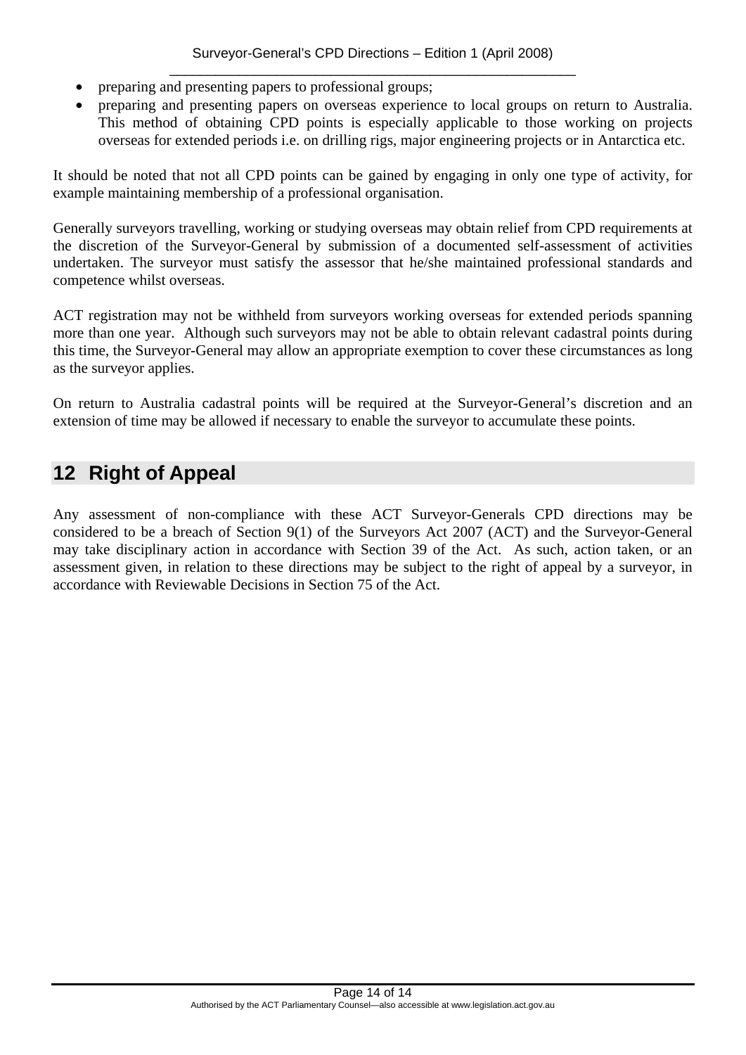- preparing and presenting papers to professional groups;
- preparing and presenting papers on overseas experience to local groups on return to Australia. This method of obtaining CPD points is especially applicable to those working on projects overseas for extended periods i.e. on drilling rigs, major engineering projects or in Antarctica etc.

It should be noted that not all CPD points can be gained by engaging in only one type of activity, for example maintaining membership of a professional organisation.

Generally surveyors travelling, working or studying overseas may obtain relief from CPD requirements at the discretion of the Surveyor-General by submission of a documented self-assessment of activities undertaken. The surveyor must satisfy the assessor that he/she maintained professional standards and competence whilst overseas.

ACT registration may not be withheld from surveyors working overseas for extended periods spanning more than one year. Although such surveyors may not be able to obtain relevant cadastral points during this time, the Surveyor-General may allow an appropriate exemption to cover these circumstances as long as the surveyor applies.

On return to Australia cadastral points will be required at the Surveyor-General's discretion and an extension of time may be allowed if necessary to enable the surveyor to accumulate these points.

## 12 Right of Appeal

Any assessment of non-compliance with these ACT Surveyor-Generals CPD directions may be considered to be a breach of Section 9(1) of the Surveyors Act 2007 (ACT) and the Surveyor-General may take disciplinary action in accordance with Section 39 of the Act. As such, action taken, or an assessment given, in relation to these directions may be subject to the right of appeal by a surveyor, in accordance with Reviewable Decisions in Section 75 of the Act.